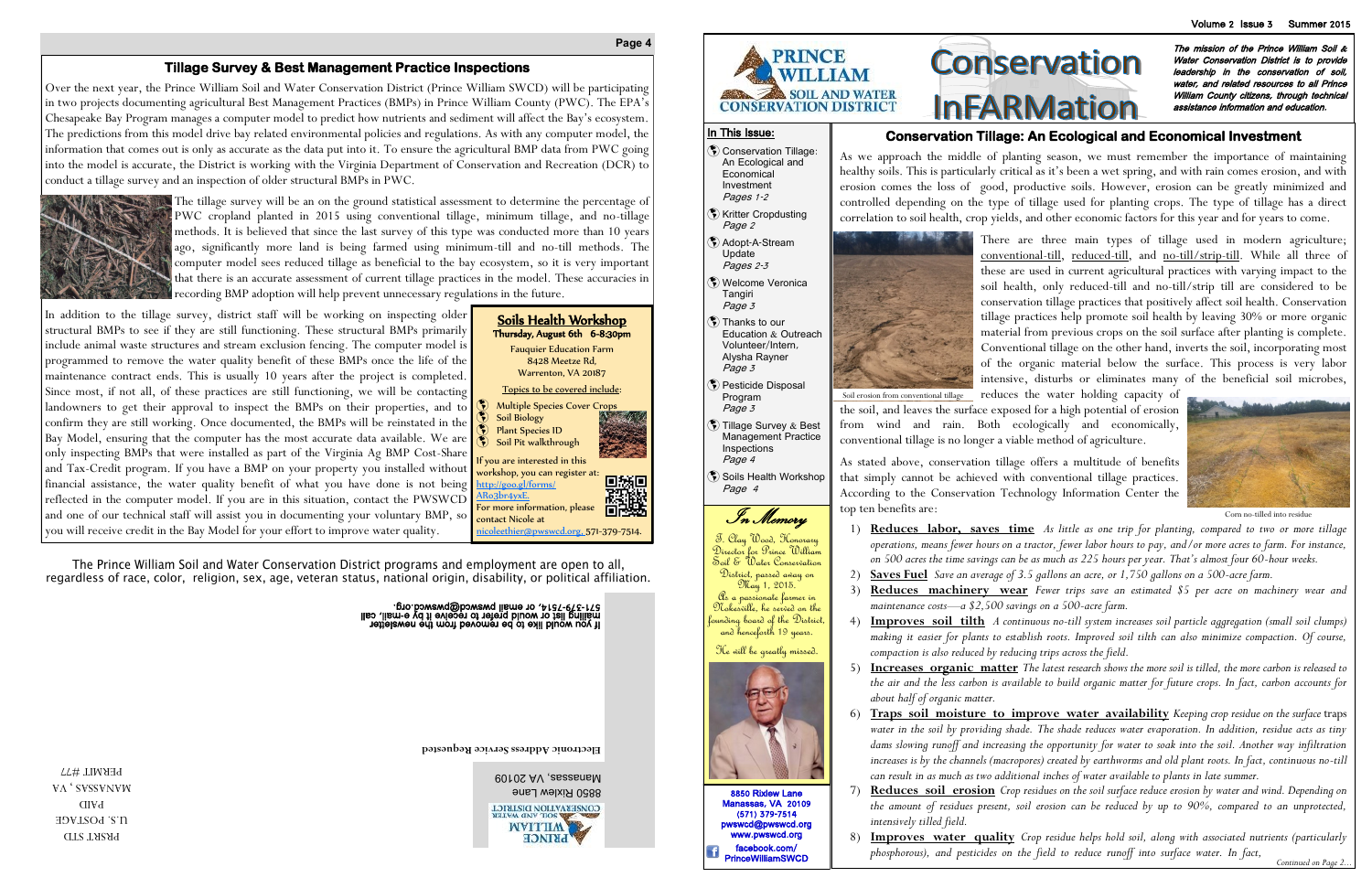## Tillage Survey & Best Management Practice Inspections

Over the next year, the Prince William Soil and Water Conservation District (Prince William SWCD) will be participating in two projects documenting agricultural Best Management Practices (BMPs) in Prince William County (PWC). The EPA's Chesapeake Bay Program manages a computer model to predict how nutrients and sediment will affect the Bay's ecosystem. The predictions from this model drive bay related environmental policies and regulations. As with any computer model, the information that comes out is only as accurate as the data put into it. To ensure the agricultural BMP data from PWC going into the model is accurate, the District is working with the Virginia Department of Conservation and Recreation (DCR) to conduct a tillage survey and an inspection of older structural BMPs in PWC.

The tillage survey will be an on the ground statistical assessment to determine the percentage of PWC cropland planted in 2015 using conventional tillage, minimum tillage, and no-tillage methods. It is believed that since the last survey of this type was conducted more than 10 years ago, significantly more land is being farmed using minimum-till and no-till methods. The computer model sees reduced tillage as beneficial to the bay ecosystem, so it is very important that there is an accurate assessment of current tillage practices in the model. These accuracies in recording BMP adoption will help prevent unnecessary regulations in the future.

In addition to the tillage survey, district staff will be working on inspecting older structural BMPs to see if they are still functioning. These structural BMPs primarily include animal waste structures and stream exclusion fencing. The computer model is programmed to remove the water quality benefit of these BMPs once the life of the maintenance contract ends. This is usually 10 years after the project is completed. Since most, if not all, of these practices are still functioning, we will be contacting landowners to get their approval to inspect the BMPs on their properties, and to confirm they are still working. Once documented, the BMPs will be reinstated in the Bay Model, ensuring that the computer has the most accurate data available. We are only inspecting BMPs that were installed as part of the Virginia Ag BMP Cost-Share and Tax-Credit program. If you have a BMP on your property you installed without financial assistance, the water quality benefit of what you have done is not being reflected in the computer model. If you are in this situation, contact the PWSWCD and one of our technical staff will assist you in documenting your voluntary BMP, so you will receive credit in the Bay Model for your effort to improve water quality.

### Soils Health Workshop

**Thursday, August 6th 6-8:30pm**

Fauquier Education Farm
8428 Meetze Rd,
Warrenton, VA 20187

Topics to be covered include:

- Multiple Species Cover Crops
- Soil Biology
- Plant Species ID
- Soil Pit walkthrough

If you are interested in this workshop, you can register at: http://goo.gl/forms/ARo3br4yxE.
For more information, please contact Nicole at nicoleethier@pwswcd.org, 571-379-7514.

The Prince William Soil and Water Conservation District programs and employment are open to all, regardless of race, color, religion, sex, age, veteran status, national origin, disability, or political affiliation.

If you would like to be removed from the newsletter mailing list or would prefer to receive it by e-mail, call 571-379-7514, or email pwswcd@pwswcd.org.

**Electronic Address Service Requested**

PRINCE WILLIAM SOIL AND WATER CONSERVATION DISTRICT
8850 Rixlew Lane
Manassas, VA 20109

PRSRT STD
U.S. POSTAGE
PAID
MANASSAS, VA
PERMIT #77

# Conservation InFARMation

PRINCE WILLIAM SOIL AND WATER CONSERVATION DISTRICT

*The mission of the Prince William Soil & Water Conservation District is to provide leadership in the conservation of soil, water, and related resources to all Prince William County citizens, through technical assistance information and education.*

### In This Issue:

- Conservation Tillage: An Ecological and Economical Investment *Pages 1-2*
- Kritter Cropdusting *Page 2*
- Adopt-A-Stream Update *Pages 2-3*
- Welcome Veronica Tangiri *Page 3*
- Thanks to our Education & Outreach Volunteer/Intern, Alysha Rayner *Page 3*
- Pesticide Disposal Program *Page 3*
- Tillage Survey & Best Management Practice Inspections *Page 4*
- Soils Health Workshop *Page 4*

### In Memory

J. Clay Wood, Honorary Director for Prince William Soil & Water Conservation District, passed away on May 1, 2015.
As a passionate farmer in Nokesville, he served on the founding board of the District, and henceforth 19 years.

He will be greatly missed.

8850 Rixlew Lane
Manassas, VA 20109
(571) 379-7514
pwswcd@pwswcd.org
www.pwswcd.org
facebook.com/PrinceWilliamSWCD

## Conservation Tillage: An Ecological and Economical Investment

As we approach the middle of planting season, we must remember the importance of maintaining healthy soils. This is particularly critical as it's been a wet spring, and with rain comes erosion, and with erosion comes the loss of good, productive soils. However, erosion can be greatly minimized and controlled depending on the type of tillage used for planting crops. The type of tillage has a direct correlation to soil health, crop yields, and other economic factors for this year and for years to come.

There are three main types of tillage used in modern agriculture; conventional-till, reduced-till, and no-till/strip-till. While all three of these are used in current agricultural practices with varying impact to the soil health, only reduced-till and no-till/strip till are considered to be conservation tillage practices that positively affect soil health. Conservation tillage practices help promote soil health by leaving 30% or more organic material from previous crops on the soil surface after planting is complete. Conventional tillage on the other hand, inverts the soil, incorporating most of the organic material below the surface. This process is very labor intensive, disturbs or eliminates many of the beneficial soil microbes, reduces the water holding capacity of the soil, and leaves the surface exposed for a high potential of erosion from wind and rain. Both ecologically and economically, conventional tillage is no longer a viable method of agriculture.

Soil erosion from conventional tillage

As stated above, conservation tillage offers a multitude of benefits that simply cannot be achieved with conventional tillage practices. According to the Conservation Technology Information Center the top ten benefits are:

Corn no-tilled into residue

1) **Reduces labor, saves time** *As little as one trip for planting, compared to two or more tillage operations, means fewer hours on a tractor, fewer labor hours to pay, and/or more acres to farm. For instance, on 500 acres the time savings can be as much as 225 hours per year. That's almost four 60-hour weeks.*
2) **Saves Fuel** *Save an average of 3.5 gallons an acre, or 1,750 gallons on a 500-acre farm.*
3) **Reduces machinery wear** *Fewer trips save an estimated \$5 per acre on machinery wear and maintenance costs—a \$2,500 savings on a 500-acre farm.*
4) **Improves soil tilth** *A continuous no-till system increases soil particle aggregation (small soil clumps) making it easier for plants to establish roots. Improved soil tilth can also minimize compaction. Of course, compaction is also reduced by reducing trips across the field.*
5) **Increases organic matter** *The latest research shows the more soil is tilled, the more carbon is released to the air and the less carbon is available to build organic matter for future crops. In fact, carbon accounts for about half of organic matter.*
6) **Traps soil moisture to improve water availability** *Keeping crop residue on the surface* traps *water in the soil by providing shade. The shade reduces water evaporation. In addition, residue acts as tiny dams slowing runoff and increasing the opportunity for water to soak into the soil. Another way infiltration increases is by the channels (macropores) created by earthworms and old plant roots. In fact, continuous no-till can result in as much as two additional inches of water available to plants in late summer.*
7) **Reduces soil erosion** *Crop residues on the soil surface reduce erosion by water and wind. Depending on the amount of residues present, soil erosion can be reduced by up to 90%, compared to an unprotected, intensively tilled field.*
8) **Improves water quality** *Crop residue helps hold soil, along with associated nutrients (particularly phosphorous), and pesticides on the field to reduce runoff into surface water. In fact,*

*Continued on Page 2…*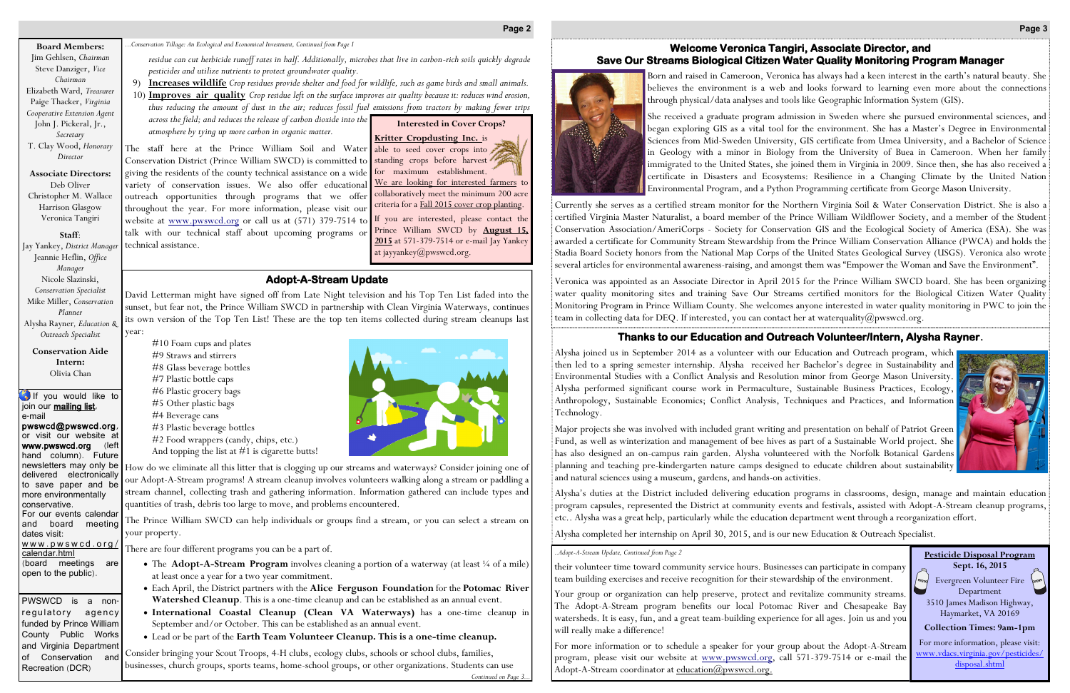**Board Members:**
Jim Gehlsen, *Chairman*
Steve Danziger, *Vice Chairman*
Elizabeth Ward, *Treasurer*
Paige Thacker, *Virginia Cooperative Extension Agent*
John J. Pickeral, Jr., *Secretary*
T. Clay Wood, *Honorary Director*

**Associate Directors:**
Deb Oliver
Christopher M. Wallace
Harrison Glasgow
Veronica Tangiri

**Staff**:
Jay Yankey, *District Manager*
Jeannie Heflin, *Office Manager*
Nicole Slazinski, *Conservation Specialist*
Mike Miller, *Conservation Planner*
Alysha Rayner, *Education & Outreach Specialist*

**Conservation Aide Intern:**
Olivia Chan

If you would like to join our **mailing list**, e-mail **pwswcd@pwswcd.org**, or visit our website at **www.pwswcd.org** (left hand column). Future newsletters may only be delivered electronically to save paper and be more environmentally conservative.
For our events calendar and board meeting dates visit: www.pwswcd.org/calendar.html
(board meetings are open to the public).

PWSWCD is a non-regulatory agency funded by Prince William County Public Works and Virginia Department of Conservation and Recreation (DCR)

*...Conservation Tillage: An Ecological and Economical Investment, Continued from Page 1*

*residue can cut herbicide runoff rates in half. Additionally, microbes that live in carbon-rich soils quickly degrade pesticides and utilize nutrients to protect groundwater quality.*

9) **Increases wildlife** *Crop residues provide shelter and food for wildlife, such as game birds and small animals.*
10) **Improves air quality** *Crop residue left on the surface improves air quality because it: reduces wind erosion, thus reducing the amount of dust in the air; reduces fossil fuel emissions from tractors by making fewer trips across the field; and reduces the release of carbon dioxide into the atmosphere by tying up more carbon in organic matter.*

The staff here at the Prince William Soil and Water Conservation District (Prince William SWCD) is committed to giving the residents of the county technical assistance on a wide variety of conservation issues. We also offer educational outreach opportunities through programs that we offer throughout the year. For more information, please visit our website at www.pwswcd.org or call us at (571) 379-7514 to talk with our technical staff about upcoming programs or technical assistance.

**Interested in Cover Crops?**

**Kritter Cropdusting Inc.** is able to seed cover crops into standing crops before harvest for maximum establishment. We are looking for interested farmers to collaboratively meet the minimum 200 acre criteria for a Fall 2015 cover crop planting.

If you are interested, please contact the Prince William SWCD by **August 15, 2015** at 571-379-7514 or e-mail Jay Yankey at jayyankey@pwswcd.org.

## Adopt-A-Stream Update

David Letterman might have signed off from Late Night television and his Top Ten List faded into the sunset, but fear not, the Prince William SWCD in partnership with Clean Virginia Waterways, continues its own version of the Top Ten List! These are the top ten items collected during stream cleanups last year:

#10 Foam cups and plates
#9 Straws and stirrers
#8 Glass beverage bottles
#7 Plastic bottle caps
#6 Plastic grocery bags
#5 Other plastic bags
#4 Beverage cans
#3 Plastic beverage bottles
#2 Food wrappers (candy, chips, etc.)
And topping the list at #1 is cigarette butts!

How do we eliminate all this litter that is clogging up our streams and waterways? Consider joining one of our Adopt-A-Stream programs! A stream cleanup involves volunteers walking along a stream or paddling a stream channel, collecting trash and gathering information. Information gathered can include types and quantities of trash, debris too large to move, and problems encountered.

The Prince William SWCD can help individuals or groups find a stream, or you can select a stream on your property.

There are four different programs you can be a part of.

- The **Adopt-A-Stream Program** involves cleaning a portion of a waterway (at least ¼ of a mile) at least once a year for a two year commitment.
- Each April, the District partners with the **Alice Ferguson Foundation** for the **Potomac River Watershed Cleanup**. This is a one-time cleanup and can be established as an annual event.
- **International Coastal Cleanup (Clean VA Waterways)** has a one-time cleanup in September and/or October. This can be established as an annual event.
- Lead or be part of the **Earth Team Volunteer Cleanup. This is a one-time cleanup.**

Consider bringing your Scout Troops, 4-H clubs, ecology clubs, schools or school clubs, families, businesses, church groups, sports teams, home-school groups, or other organizations. Students can use

*Continued on Page 3...*

## Welcome Veronica Tangiri, Associate Director, and Save Our Streams Biological Citizen Water Quality Monitoring Program Manager

Born and raised in Cameroon, Veronica has always had a keen interest in the earth's natural beauty. She believes the environment is a web and looks forward to learning even more about the connections through physical/data analyses and tools like Geographic Information System (GIS).

She received a graduate program admission in Sweden where she pursued environmental sciences, and began exploring GIS as a vital tool for the environment. She has a Master's Degree in Environmental Sciences from Mid-Sweden University, GIS certificate from Umea University, and a Bachelor of Science in Geology with a minor in Biology from the University of Buea in Cameroon. When her family immigrated to the United States, she joined them in Virginia in 2009. Since then, she has also received a certificate in Disasters and Ecosystems: Resilience in a Changing Climate by the United Nation Environmental Program, and a Python Programming certificate from George Mason University.

Currently she serves as a certified stream monitor for the Northern Virginia Soil & Water Conservation District. She is also a certified Virginia Master Naturalist, a board member of the Prince William Wildflower Society, and a member of the Student Conservation Association/AmeriCorps - Society for Conservation GIS and the Ecological Society of America (ESA). She was awarded a certificate for Community Stream Stewardship from the Prince William Conservation Alliance (PWCA) and holds the Stadia Board Society honors from the National Map Corps of the United States Geological Survey (USGS). Veronica also wrote several articles for environmental awareness-raising, and amongst them was "Empower the Woman and Save the Environment".

Veronica was appointed as an Associate Director in April 2015 for the Prince William SWCD board. She has been organizing water quality monitoring sites and training Save Our Streams certified monitors for the Biological Citizen Water Quality Monitoring Program in Prince William County. She welcomes anyone interested in water quality monitoring in PWC to join the team in collecting data for DEQ. If interested, you can contact her at waterquality@pwswcd.org.

## Thanks to our Education and Outreach Volunteer/Intern, Alysha Rayner.

Alysha joined us in September 2014 as a volunteer with our Education and Outreach program, which then led to a spring semester internship. Alysha received her Bachelor's degree in Sustainability and Environmental Studies with a Conflict Analysis and Resolution minor from George Mason University. Alysha performed significant course work in Permaculture, Sustainable Business Practices, Ecology, Anthropology, Sustainable Economics; Conflict Analysis, Techniques and Practices, and Information Technology.

Major projects she was involved with included grant writing and presentation on behalf of Patriot Green Fund, as well as winterization and management of bee hives as part of a Sustainable Work project. She has also designed an on-campus rain garden. Alysha volunteered with the Norfolk Botanical Gardens planning and teaching pre-kindergarten nature camps designed to educate children about sustainability and natural sciences using a museum, gardens, and hands-on activities.

Alysha's duties at the District included delivering education programs in classrooms, design, manage and maintain education program capsules, represented the District at community events and festivals, assisted with Adopt-A-Stream cleanup programs, etc.. Alysha was a great help, particularly while the education department went through a reorganization effort.

Alysha completed her internship on April 30, 2015, and is our new Education & Outreach Specialist.

*..Adopt-A-Stream Update, Continued from Page 2*

their volunteer time toward community service hours. Businesses can participate in company team building exercises and receive recognition for their stewardship of the environment.

Your group or organization can help preserve, protect and revitalize community streams. The Adopt-A-Stream program benefits our local Potomac River and Chesapeake Bay watersheds. It is easy, fun, and a great team-building experience for all ages. Join us and you will really make a difference!

For more information or to schedule a speaker for your group about the Adopt-A-Stream program, please visit our website at www.pwswcd.org, call 571-379-7514 or e-mail the Adopt-A-Stream coordinator at education@pwswcd.org.

**Pesticide Disposal Program**
**Sept. 16, 2015**
Evergreen Volunteer Fire Department
3510 James Madison Highway, Haymarket, VA 20169

**Collection Times: 9am-1pm**

For more information, please visit: www.vdacs.virginia.gov/pesticides/disposal.shtml